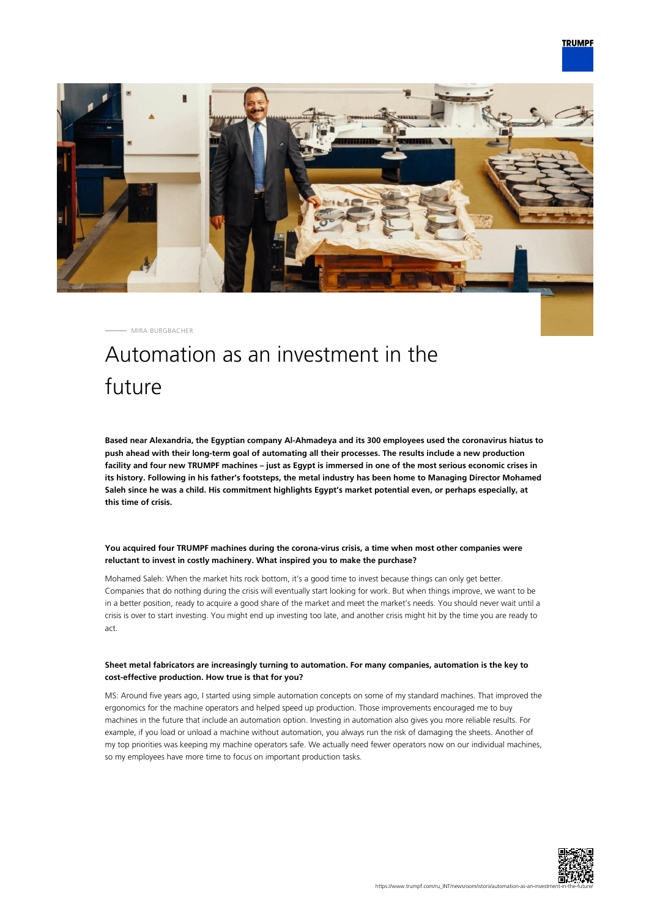MIRA BURGBACHER

# Automation as an investment in the future

**Based near Alexandria, the Egyptian company Al-Ahmadeya and its 300 employees used the coronavirus hiatus to push ahead with their long-term goal of automating all their processes. The results include a new production facility and four new TRUMPF machines – just as Egypt is immersed in one of the most serious economic crises in its history. Following in his father's footsteps, the metal industry has been home to Managing Director Mohamed Saleh since he was a child. His commitment highlights Egypt's market potential even, or perhaps especially, at this time of crisis.**

**You acquired four TRUMPF machines during the corona-virus crisis, a time when most other companies were reluctant to invest in costly machinery. What inspired you to make the purchase?**

Mohamed Saleh: When the market hits rock bottom, it's a good time to invest because things can only get better. Companies that do nothing during the crisis will eventually start looking for work. But when things improve, we want to be in a better position, ready to acquire a good share of the market and meet the market's needs. You should never wait until a crisis is over to start investing. You might end up investing too late, and another crisis might hit by the time you are ready to act.

**Sheet metal fabricators are increasingly turning to automation. For many companies, automation is the key to cost-effective production. How true is that for you?**

MS: Around five years ago, I started using simple automation concepts on some of my standard machines. That improved the ergonomics for the machine operators and helped speed up production. Those improvements encouraged me to buy machines in the future that include an automation option. Investing in automation also gives you more reliable results. For example, if you load or unload a machine without automation, you always run the risk of damaging the sheets. Another of my top priorities was keeping my machine operators safe. We actually need fewer operators now on our individual machines, so my employees have more time to focus on important production tasks.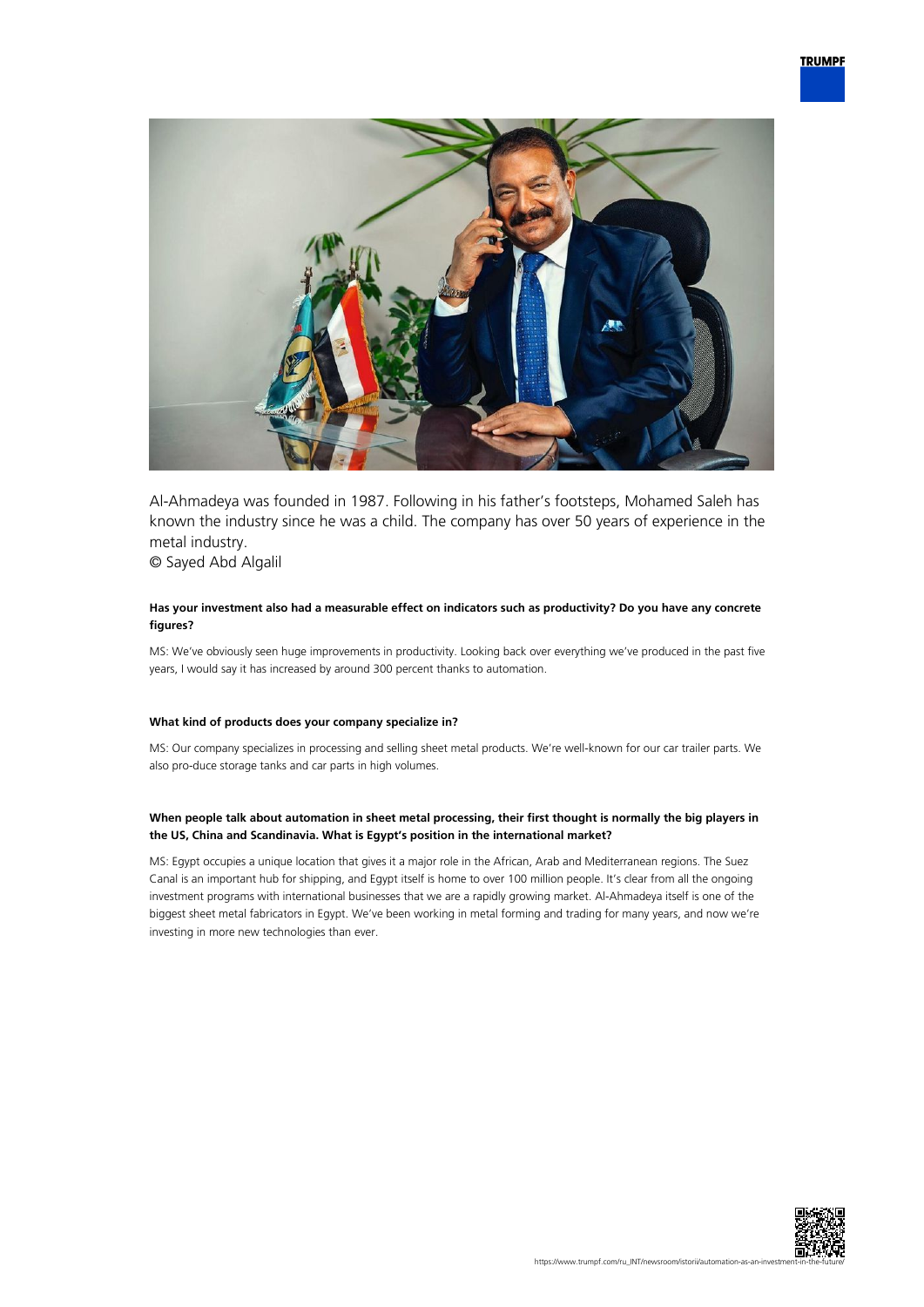Al-Ahmadeya was founded in 1987. Following in his father's footsteps, Mohamed Saleh has known the industry since he was a child. The company has over 50 years of experience in the metal industry.
© Sayed Abd Algalil

**Has your investment also had a measurable effect on indicators such as productivity? Do you have any concrete figures?**

MS: We've obviously seen huge improvements in productivity. Looking back over everything we've produced in the past five years, I would say it has increased by around 300 percent thanks to automation.

**What kind of products does your company specialize in?**

MS: Our company specializes in processing and selling sheet metal products. We're well-known for our car trailer parts. We also pro-duce storage tanks and car parts in high volumes.

**When people talk about automation in sheet metal processing, their first thought is normally the big players in the US, China and Scandinavia. What is Egypt's position in the international market?**

MS: Egypt occupies a unique location that gives it a major role in the African, Arab and Mediterranean regions. The Suez Canal is an important hub for shipping, and Egypt itself is home to over 100 million people. It's clear from all the ongoing investment programs with international businesses that we are a rapidly growing market. Al-Ahmadeya itself is one of the biggest sheet metal fabricators in Egypt. We've been working in metal forming and trading for many years, and now we're investing in more new technologies than ever.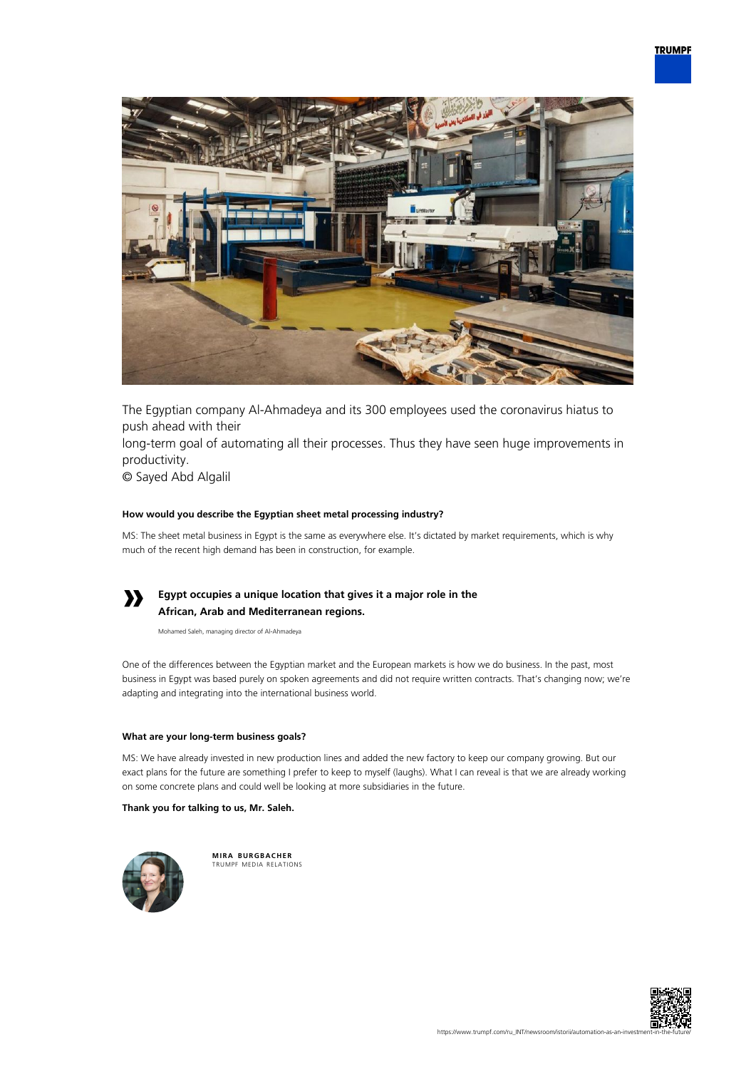The Egyptian company Al-Ahmadeya and its 300 employees used the coronavirus hiatus to push ahead with their long-term goal of automating all their processes. Thus they have seen huge improvements in productivity.
© Sayed Abd Algalil

**How would you describe the Egyptian sheet metal processing industry?**

MS: The sheet metal business in Egypt is the same as everywhere else. It's dictated by market requirements, which is why much of the recent high demand has been in construction, for example.

> **Egypt occupies a unique location that gives it a major role in the African, Arab and Mediterranean regions.**
>
> Mohamed Saleh, managing director of Al-Ahmadeya

One of the differences between the Egyptian market and the European markets is how we do business. In the past, most business in Egypt was based purely on spoken agreements and did not require written contracts. That's changing now; we're adapting and integrating into the international business world.

**What are your long-term business goals?**

MS: We have already invested in new production lines and added the new factory to keep our company growing. But our exact plans for the future are something I prefer to keep to myself (laughs). What I can reveal is that we are already working on some concrete plans and could well be looking at more subsidiaries in the future.

**Thank you for talking to us, Mr. Saleh.**

**MIRA BURGBACHER**
TRUMPF MEDIA RELATIONS